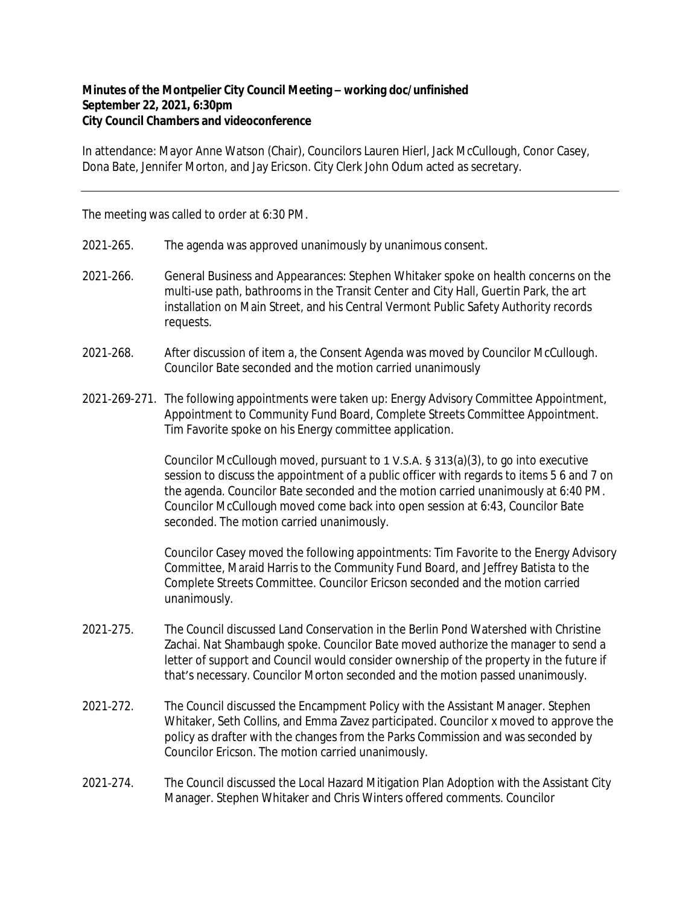**Minutes of the Montpelier City Council Meeting – working doc/unfinished**
**September 22, 2021, 6:30pm**
**City Council Chambers and videoconference**

In attendance: Mayor Anne Watson (Chair), Councilors Lauren Hierl, Jack McCullough, Conor Casey, Dona Bate, Jennifer Morton, and Jay Ericson. City Clerk John Odum acted as secretary.

---

The meeting was called to order at 6:30 PM.

2021-265. The agenda was approved unanimously by unanimous consent.

2021-266. General Business and Appearances: Stephen Whitaker spoke on health concerns on the multi-use path, bathrooms in the Transit Center and City Hall, Guertin Park, the art installation on Main Street, and his Central Vermont Public Safety Authority records requests.

2021-268. After discussion of item a, the Consent Agenda was moved by Councilor McCullough. Councilor Bate seconded and the motion carried unanimously

2021-269-271. The following appointments were taken up: Energy Advisory Committee Appointment, Appointment to Community Fund Board, Complete Streets Committee Appointment. Tim Favorite spoke on his Energy committee application.

Councilor McCullough moved, pursuant to 1 V.S.A. § 313(a)(3), to go into executive session to discuss the appointment of a public officer with regards to items 5 6 and 7 on the agenda. Councilor Bate seconded and the motion carried unanimously at 6:40 PM. Councilor McCullough moved come back into open session at 6:43, Councilor Bate seconded. The motion carried unanimously.

Councilor Casey moved the following appointments: Tim Favorite to the Energy Advisory Committee, Maraid Harris to the Community Fund Board, and Jeffrey Batista to the Complete Streets Committee. Councilor Ericson seconded and the motion carried unanimously.

2021-275. The Council discussed Land Conservation in the Berlin Pond Watershed with Christine Zachai. Nat Shambaugh spoke. Councilor Bate moved authorize the manager to send a letter of support and Council would consider ownership of the property in the future if that's necessary. Councilor Morton seconded and the motion passed unanimously.

2021-272. The Council discussed the Encampment Policy with the Assistant Manager. Stephen Whitaker, Seth Collins, and Emma Zavez participated. Councilor x moved to approve the policy as drafter with the changes from the Parks Commission and was seconded by Councilor Ericson. The motion carried unanimously.

2021-274. The Council discussed the Local Hazard Mitigation Plan Adoption with the Assistant City Manager. Stephen Whitaker and Chris Winters offered comments. Councilor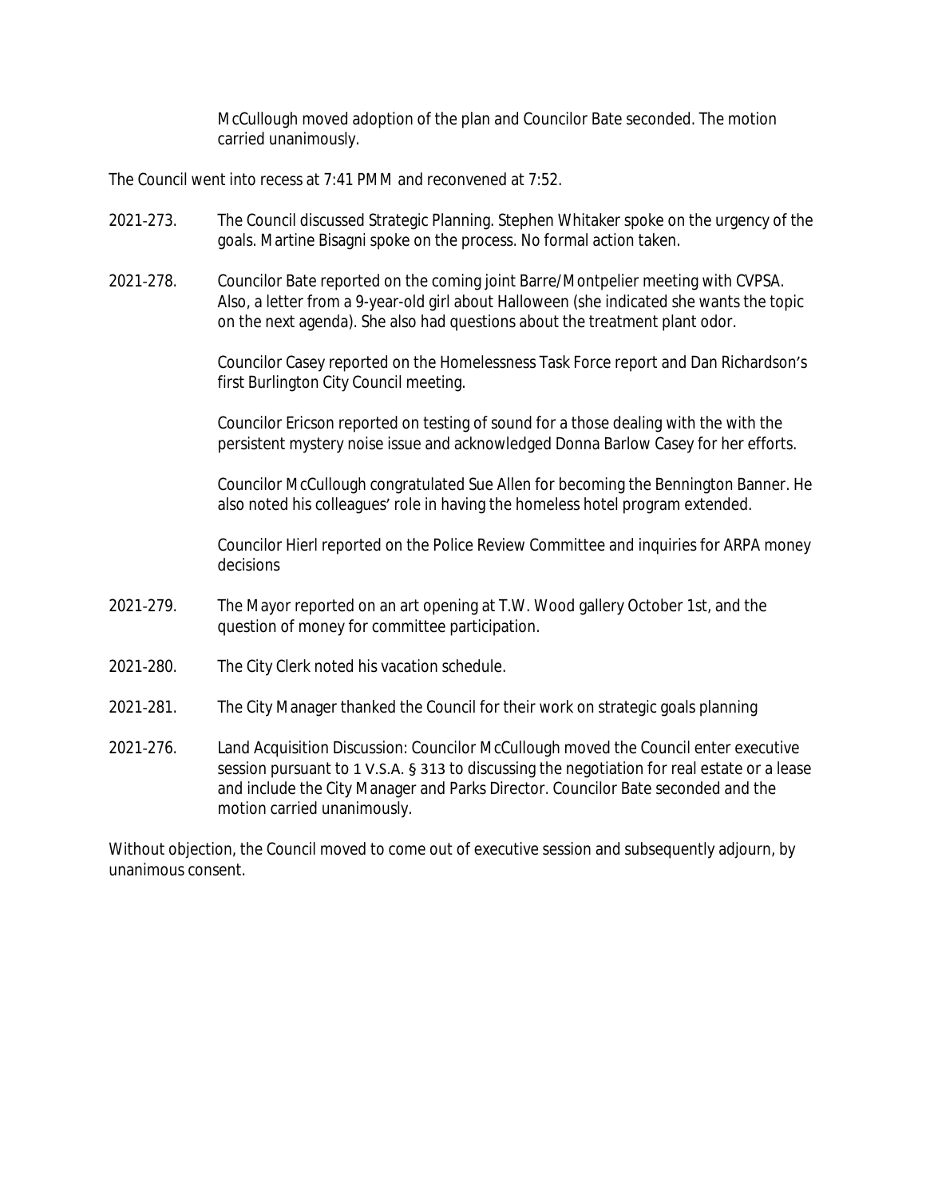McCullough moved adoption of the plan and Councilor Bate seconded. The motion carried unanimously.

The Council went into recess at 7:41 PMM and reconvened at 7:52.

2021-273. The Council discussed Strategic Planning. Stephen Whitaker spoke on the urgency of the goals. Martine Bisagni spoke on the process. No formal action taken.

2021-278. Councilor Bate reported on the coming joint Barre/Montpelier meeting with CVPSA. Also, a letter from a 9-year-old girl about Halloween (she indicated she wants the topic on the next agenda). She also had questions about the treatment plant odor.

Councilor Casey reported on the Homelessness Task Force report and Dan Richardson's first Burlington City Council meeting.

Councilor Ericson reported on testing of sound for a those dealing with the with the persistent mystery noise issue and acknowledged Donna Barlow Casey for her efforts.

Councilor McCullough congratulated Sue Allen for becoming the Bennington Banner. He also noted his colleagues' role in having the homeless hotel program extended.

Councilor Hierl reported on the Police Review Committee and inquiries for ARPA money decisions

2021-279. The Mayor reported on an art opening at T.W. Wood gallery October 1st, and the question of money for committee participation.

2021-280. The City Clerk noted his vacation schedule.

2021-281. The City Manager thanked the Council for their work on strategic goals planning

2021-276. Land Acquisition Discussion: Councilor McCullough moved the Council enter executive session pursuant to 1 V.S.A. § 313 to discussing the negotiation for real estate or a lease and include the City Manager and Parks Director. Councilor Bate seconded and the motion carried unanimously.

Without objection, the Council moved to come out of executive session and subsequently adjourn, by unanimous consent.